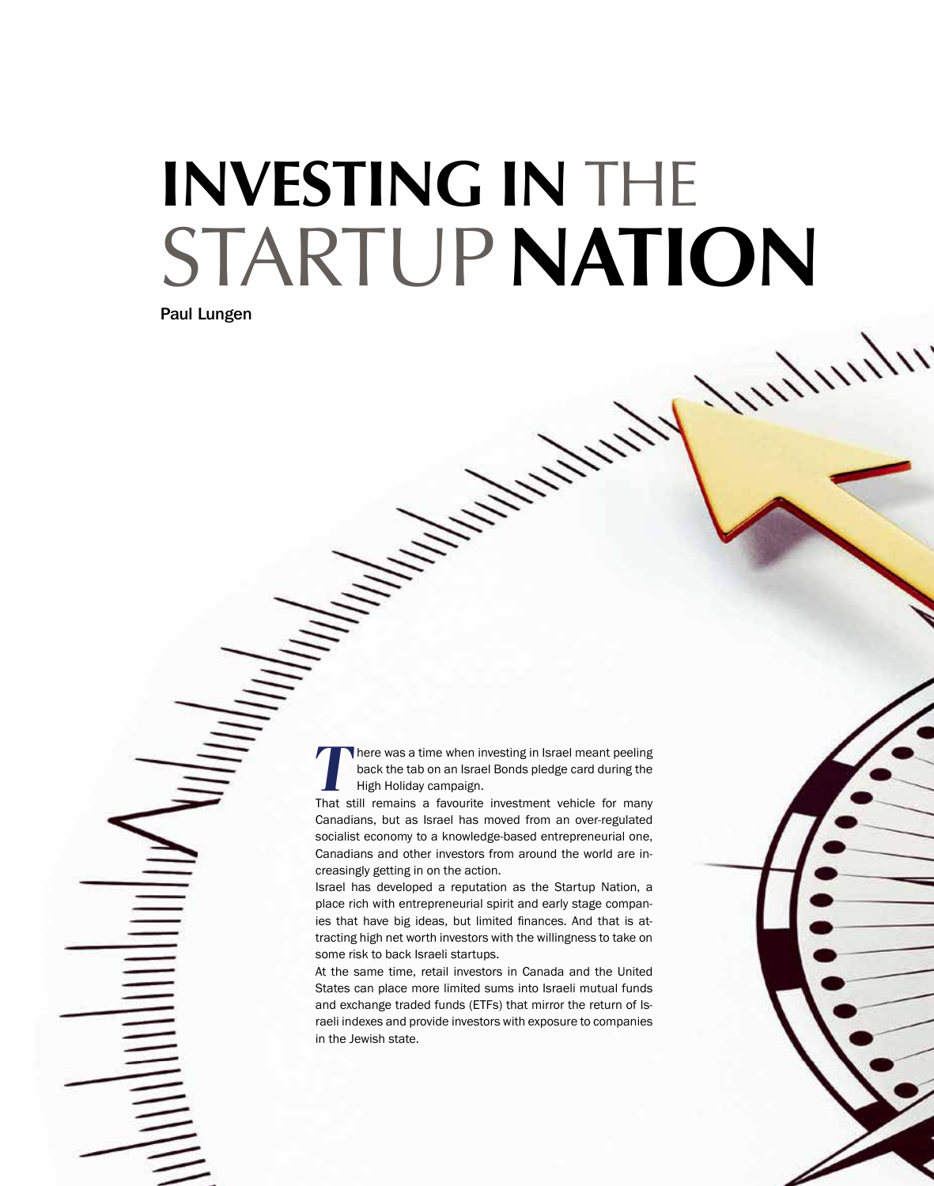# INVESTING IN THE STARTUP NATION

Paul Lungen

There was a time when investing in Israel meant peeling back the tab on an Israel Bonds pledge card during the High Holiday campaign.

That still remains a favourite investment vehicle for many Canadians, but as Israel has moved from an over-regulated socialist economy to a knowledge-based entrepreneurial one, Canadians and other investors from around the world are increasingly getting in on the action.

Israel has developed a reputation as the Startup Nation, a place rich with entrepreneurial spirit and early stage companies that have big ideas, but limited finances. And that is attracting high net worth investors with the willingness to take on some risk to back Israeli startups.

At the same time, retail investors in Canada and the United States can place more limited sums into Israeli mutual funds and exchange traded funds (ETFs) that mirror the return of Israeli indexes and provide investors with exposure to companies in the Jewish state.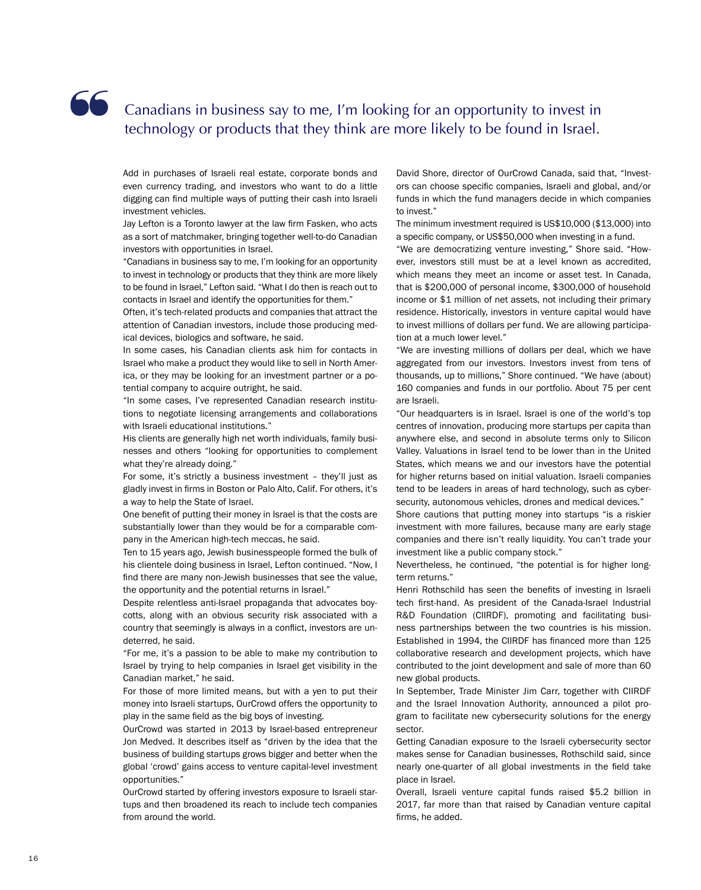> Canadians in business say to me, I'm looking for an opportunity to invest in technology or products that they think are more likely to be found in Israel.

Add in purchases of Israeli real estate, corporate bonds and even currency trading, and investors who want to do a little digging can find multiple ways of putting their cash into Israeli investment vehicles.

Jay Lefton is a Toronto lawyer at the law firm Fasken, who acts as a sort of matchmaker, bringing together well-to-do Canadian investors with opportunities in Israel.

"Canadians in business say to me, I'm looking for an opportunity to invest in technology or products that they think are more likely to be found in Israel," Lefton said. "What I do then is reach out to contacts in Israel and identify the opportunities for them."

Often, it's tech-related products and companies that attract the attention of Canadian investors, include those producing medical devices, biologics and software, he said.

In some cases, his Canadian clients ask him for contacts in Israel who make a product they would like to sell in North America, or they may be looking for an investment partner or a potential company to acquire outright, he said.

"In some cases, I've represented Canadian research institutions to negotiate licensing arrangements and collaborations with Israeli educational institutions."

His clients are generally high net worth individuals, family businesses and others "looking for opportunities to complement what they're already doing."

For some, it's strictly a business investment – they'll just as gladly invest in firms in Boston or Palo Alto, Calif. For others, it's a way to help the State of Israel.

One benefit of putting their money in Israel is that the costs are substantially lower than they would be for a comparable company in the American high-tech meccas, he said.

Ten to 15 years ago, Jewish businesspeople formed the bulk of his clientele doing business in Israel, Lefton continued. "Now, I find there are many non-Jewish businesses that see the value, the opportunity and the potential returns in Israel."

Despite relentless anti-Israel propaganda that advocates boycotts, along with an obvious security risk associated with a country that seemingly is always in a conflict, investors are undeterred, he said.

"For me, it's a passion to be able to make my contribution to Israel by trying to help companies in Israel get visibility in the Canadian market," he said.

For those of more limited means, but with a yen to put their money into Israeli startups, OurCrowd offers the opportunity to play in the same field as the big boys of investing.

OurCrowd was started in 2013 by Israel-based entrepreneur Jon Medved. It describes itself as "driven by the idea that the business of building startups grows bigger and better when the global 'crowd' gains access to venture capital-level investment opportunities."

OurCrowd started by offering investors exposure to Israeli startups and then broadened its reach to include tech companies from around the world.

David Shore, director of OurCrowd Canada, said that, "Investors can choose specific companies, Israeli and global, and/or funds in which the fund managers decide in which companies to invest."

The minimum investment required is US$10,000 ($13,000) into a specific company, or US$50,000 when investing in a fund.

"We are democratizing venture investing," Shore said. "However, investors still must be at a level known as accredited, which means they meet an income or asset test. In Canada, that is $200,000 of personal income, $300,000 of household income or $1 million of net assets, not including their primary residence. Historically, investors in venture capital would have to invest millions of dollars per fund. We are allowing participation at a much lower level."

"We are investing millions of dollars per deal, which we have aggregated from our investors. Investors invest from tens of thousands, up to millions," Shore continued. "We have (about) 160 companies and funds in our portfolio. About 75 per cent are Israeli.

"Our headquarters is in Israel. Israel is one of the world's top centres of innovation, producing more startups per capita than anywhere else, and second in absolute terms only to Silicon Valley. Valuations in Israel tend to be lower than in the United States, which means we and our investors have the potential for higher returns based on initial valuation. Israeli companies tend to be leaders in areas of hard technology, such as cybersecurity, autonomous vehicles, drones and medical devices."

Shore cautions that putting money into startups "is a riskier investment with more failures, because many are early stage companies and there isn't really liquidity. You can't trade your investment like a public company stock."

Nevertheless, he continued, "the potential is for higher long-term returns."

Henri Rothschild has seen the benefits of investing in Israeli tech first-hand. As president of the Canada-Israel Industrial R&D Foundation (CIIRDF), promoting and facilitating business partnerships between the two countries is his mission. Established in 1994, the CIIRDF has financed more than 125 collaborative research and development projects, which have contributed to the joint development and sale of more than 60 new global products.

In September, Trade Minister Jim Carr, together with CIIRDF and the Israel Innovation Authority, announced a pilot program to facilitate new cybersecurity solutions for the energy sector.

Getting Canadian exposure to the Israeli cybersecurity sector makes sense for Canadian businesses, Rothschild said, since nearly one-quarter of all global investments in the field take place in Israel.

Overall, Israeli venture capital funds raised $5.2 billion in 2017, far more than that raised by Canadian venture capital firms, he added.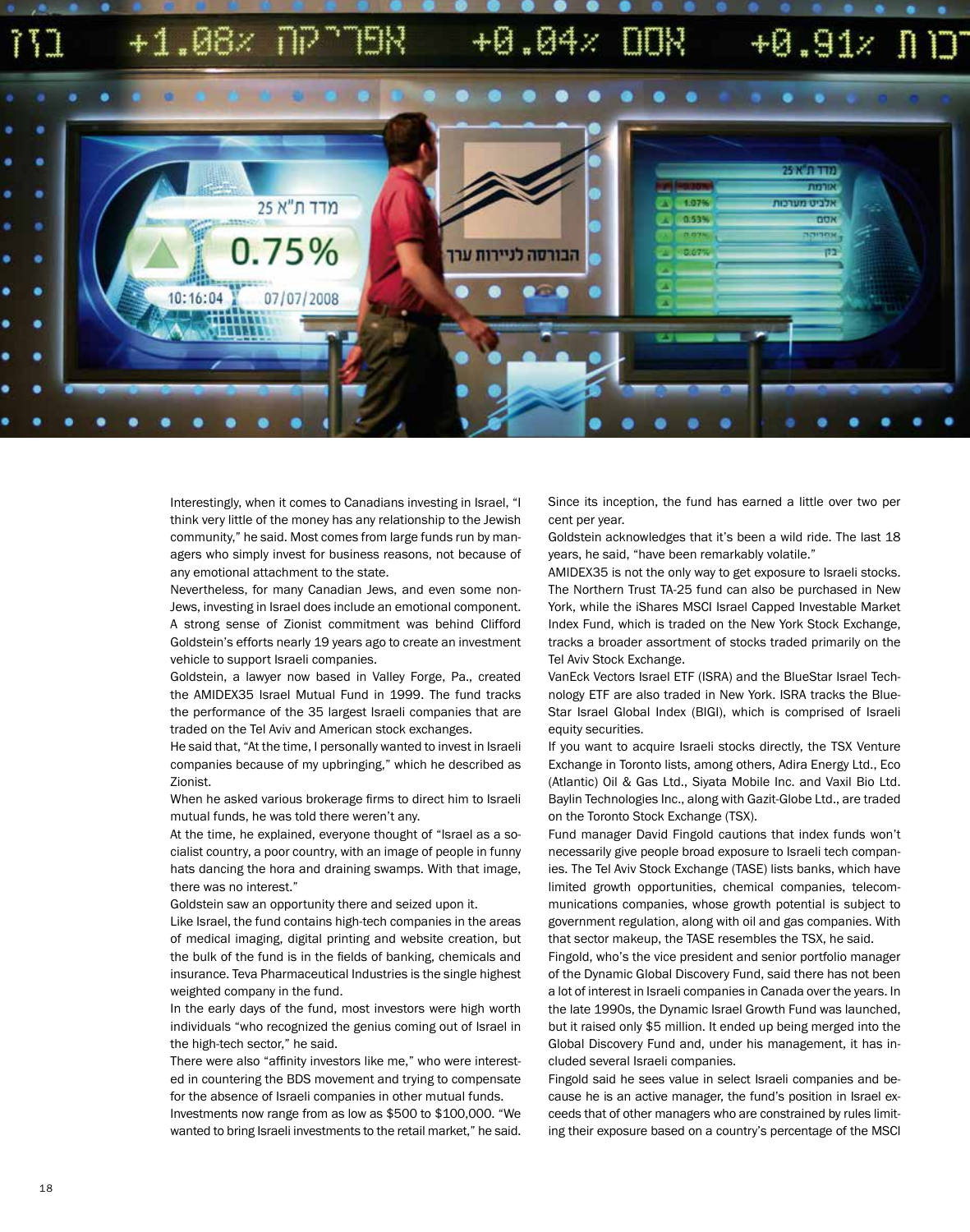Interestingly, when it comes to Canadians investing in Israel, "I think very little of the money has any relationship to the Jewish community," he said. Most comes from large funds run by managers who simply invest for business reasons, not because of any emotional attachment to the state.

Nevertheless, for many Canadian Jews, and even some non-Jews, investing in Israel does include an emotional component. A strong sense of Zionist commitment was behind Clifford Goldstein's efforts nearly 19 years ago to create an investment vehicle to support Israeli companies.

Goldstein, a lawyer now based in Valley Forge, Pa., created the AMIDEX35 Israel Mutual Fund in 1999. The fund tracks the performance of the 35 largest Israeli companies that are traded on the Tel Aviv and American stock exchanges.

He said that, "At the time, I personally wanted to invest in Israeli companies because of my upbringing," which he described as Zionist.

When he asked various brokerage firms to direct him to Israeli mutual funds, he was told there weren't any.

At the time, he explained, everyone thought of "Israel as a socialist country, a poor country, with an image of people in funny hats dancing the hora and draining swamps. With that image, there was no interest."

Goldstein saw an opportunity there and seized upon it.

Like Israel, the fund contains high-tech companies in the areas of medical imaging, digital printing and website creation, but the bulk of the fund is in the fields of banking, chemicals and insurance. Teva Pharmaceutical Industries is the single highest weighted company in the fund.

In the early days of the fund, most investors were high worth individuals "who recognized the genius coming out of Israel in the high-tech sector," he said.

There were also "affinity investors like me," who were interested in countering the BDS movement and trying to compensate for the absence of Israeli companies in other mutual funds.

Investments now range from as low as $500 to $100,000. "We wanted to bring Israeli investments to the retail market," he said.

Since its inception, the fund has earned a little over two per cent per year.

Goldstein acknowledges that it's been a wild ride. The last 18 years, he said, "have been remarkably volatile."

AMIDEX35 is not the only way to get exposure to Israeli stocks. The Northern Trust TA-25 fund can also be purchased in New York, while the iShares MSCI Israel Capped Investable Market Index Fund, which is traded on the New York Stock Exchange, tracks a broader assortment of stocks traded primarily on the Tel Aviv Stock Exchange.

VanEck Vectors Israel ETF (ISRA) and the BlueStar Israel Technology ETF are also traded in New York. ISRA tracks the BlueStar Israel Global Index (BIGI), which is comprised of Israeli equity securities.

If you want to acquire Israeli stocks directly, the TSX Venture Exchange in Toronto lists, among others, Adira Energy Ltd., Eco (Atlantic) Oil & Gas Ltd., Siyata Mobile Inc. and Vaxil Bio Ltd. Baylin Technologies Inc., along with Gazit-Globe Ltd., are traded on the Toronto Stock Exchange (TSX).

Fund manager David Fingold cautions that index funds won't necessarily give people broad exposure to Israeli tech companies. The Tel Aviv Stock Exchange (TASE) lists banks, which have limited growth opportunities, chemical companies, telecommunications companies, whose growth potential is subject to government regulation, along with oil and gas companies. With that sector makeup, the TASE resembles the TSX, he said.

Fingold, who's the vice president and senior portfolio manager of the Dynamic Global Discovery Fund, said there has not been a lot of interest in Israeli companies in Canada over the years. In the late 1990s, the Dynamic Israel Growth Fund was launched, but it raised only $5 million. It ended up being merged into the Global Discovery Fund and, under his management, it has included several Israeli companies.

Fingold said he sees value in select Israeli companies and because he is an active manager, the fund's position in Israel exceeds that of other managers who are constrained by rules limiting their exposure based on a country's percentage of the MSCI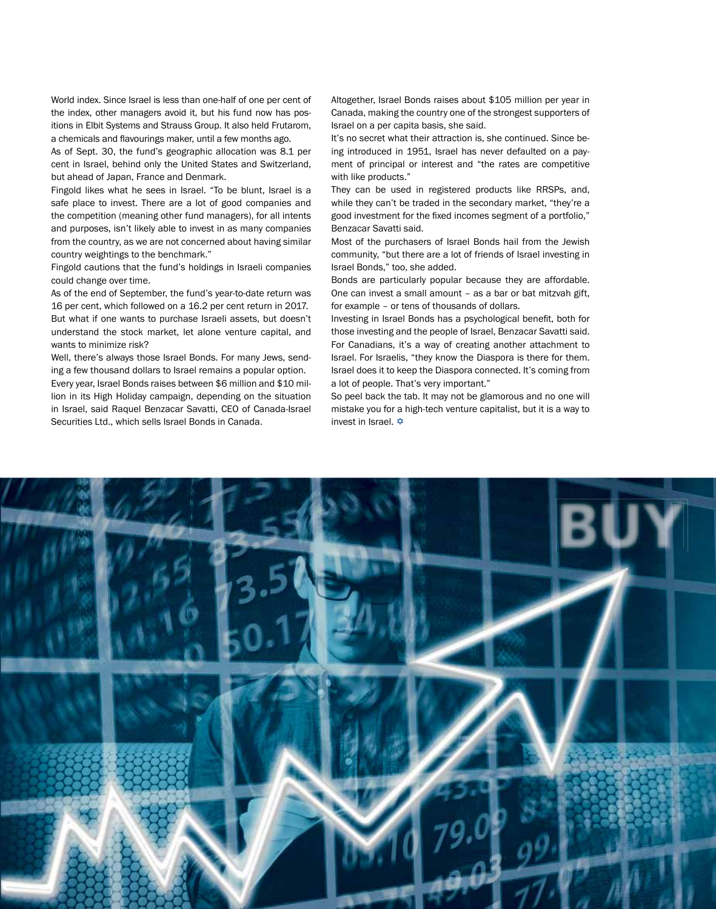World index. Since Israel is less than one-half of one per cent of the index, other managers avoid it, but his fund now has positions in Elbit Systems and Strauss Group. It also held Frutarom, a chemicals and flavourings maker, until a few months ago.

As of Sept. 30, the fund's geographic allocation was 8.1 per cent in Israel, behind only the United States and Switzerland, but ahead of Japan, France and Denmark.

Fingold likes what he sees in Israel. "To be blunt, Israel is a safe place to invest. There are a lot of good companies and the competition (meaning other fund managers), for all intents and purposes, isn't likely able to invest in as many companies from the country, as we are not concerned about having similar country weightings to the benchmark."

Fingold cautions that the fund's holdings in Israeli companies could change over time.

As of the end of September, the fund's year-to-date return was 16 per cent, which followed on a 16.2 per cent return in 2017.

But what if one wants to purchase Israeli assets, but doesn't understand the stock market, let alone venture capital, and wants to minimize risk?

Well, there's always those Israel Bonds. For many Jews, sending a few thousand dollars to Israel remains a popular option.

Every year, Israel Bonds raises between $6 million and $10 million in its High Holiday campaign, depending on the situation in Israel, said Raquel Benzacar Savatti, CEO of Canada-Israel Securities Ltd., which sells Israel Bonds in Canada.

Altogether, Israel Bonds raises about $105 million per year in Canada, making the country one of the strongest supporters of Israel on a per capita basis, she said.

It's no secret what their attraction is, she continued. Since being introduced in 1951, Israel has never defaulted on a payment of principal or interest and "the rates are competitive with like products."

They can be used in registered products like RRSPs, and, while they can't be traded in the secondary market, "they're a good investment for the fixed incomes segment of a portfolio," Benzacar Savatti said.

Most of the purchasers of Israel Bonds hail from the Jewish community, "but there are a lot of friends of Israel investing in Israel Bonds," too, she added.

Bonds are particularly popular because they are affordable. One can invest a small amount – as a bar or bat mitzvah gift, for example – or tens of thousands of dollars.

Investing in Israel Bonds has a psychological benefit, both for those investing and the people of Israel, Benzacar Savatti said. For Canadians, it's a way of creating another attachment to Israel. For Israelis, "they know the Diaspora is there for them. Israel does it to keep the Diaspora connected. It's coming from a lot of people. That's very important."

So peel back the tab. It may not be glamorous and no one will mistake you for a high-tech venture capitalist, but it is a way to invest in Israel. ✡